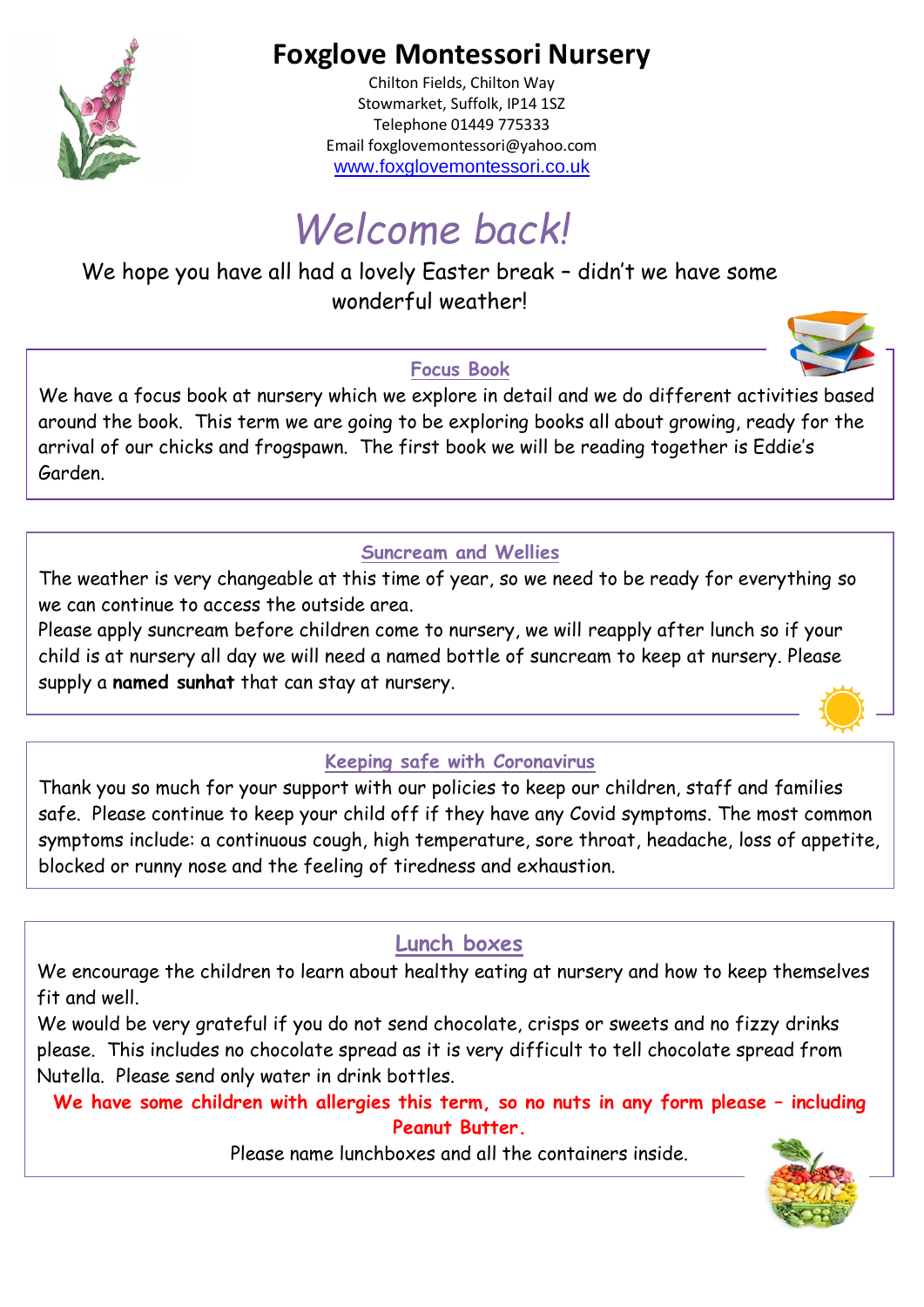# Foxglove Montessori Nursery

Chilton Fields, Chilton Way
Stowmarket, Suffolk, IP14 1SZ
Telephone 01449 775333
Email foxglovemontessori@yahoo.com
www.foxglovemontessori.co.uk

# *Welcome back!*

We hope you have all had a lovely Easter break – didn't we have some wonderful weather!

## Focus Book

We have a focus book at nursery which we explore in detail and we do different activities based around the book. This term we are going to be exploring books all about growing, ready for the arrival of our chicks and frogspawn. The first book we will be reading together is Eddie's Garden.

## Suncream and Wellies

The weather is very changeable at this time of year, so we need to be ready for everything so we can continue to access the outside area.
Please apply suncream before children come to nursery, we will reapply after lunch so if your child is at nursery all day we will need a named bottle of suncream to keep at nursery. Please supply a **named sunhat** that can stay at nursery.

## Keeping safe with Coronavirus

Thank you so much for your support with our policies to keep our children, staff and families safe. Please continue to keep your child off if they have any Covid symptoms. The most common symptoms include: a continuous cough, high temperature, sore throat, headache, loss of appetite, blocked or runny nose and the feeling of tiredness and exhaustion.

## Lunch boxes

We encourage the children to learn about healthy eating at nursery and how to keep themselves fit and well.
We would be very grateful if you do not send chocolate, crisps or sweets and no fizzy drinks please. This includes no chocolate spread as it is very difficult to tell chocolate spread from Nutella. Please send only water in drink bottles.

**We have some children with allergies this term, so no nuts in any form please – including Peanut Butter.**

Please name lunchboxes and all the containers inside.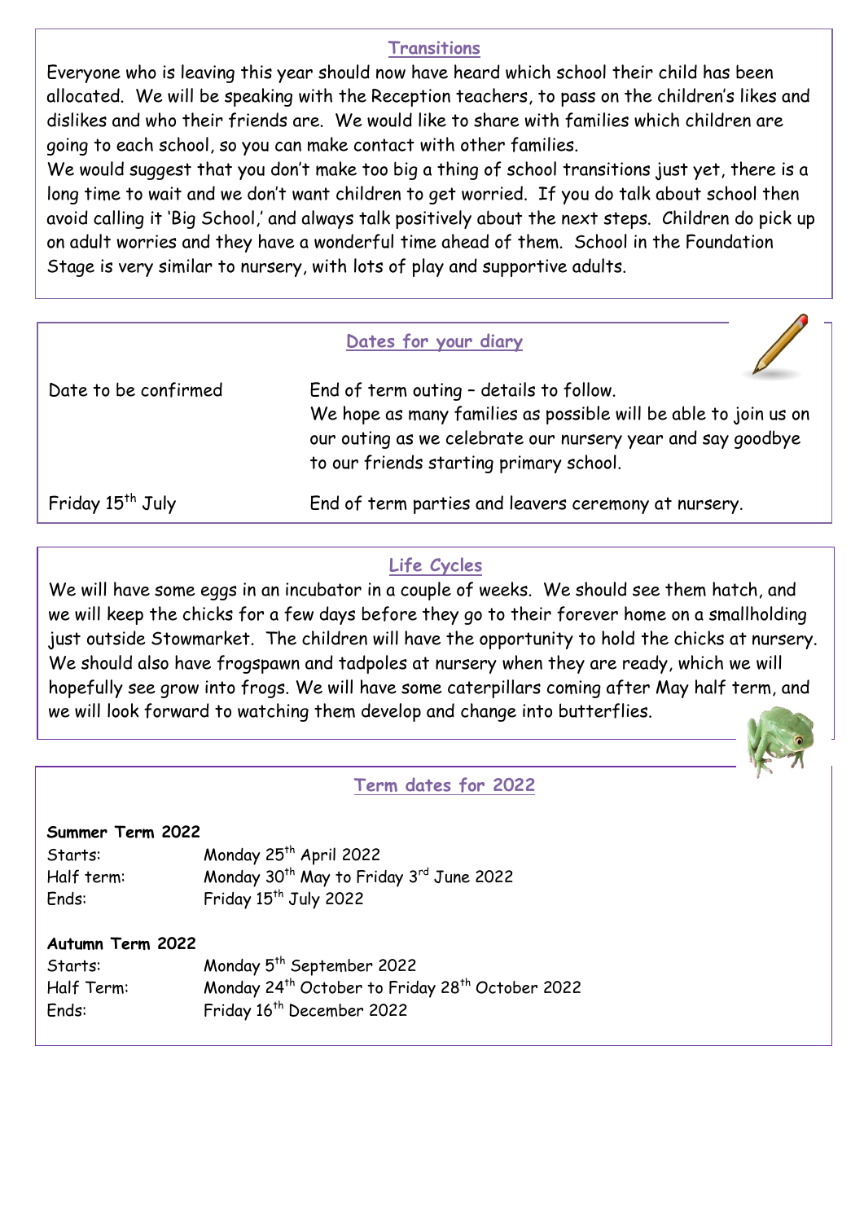## Transitions

Everyone who is leaving this year should now have heard which school their child has been allocated. We will be speaking with the Reception teachers, to pass on the children's likes and dislikes and who their friends are. We would like to share with families which children are going to each school, so you can make contact with other families.

We would suggest that you don't make too big a thing of school transitions just yet, there is a long time to wait and we don't want children to get worried. If you do talk about school then avoid calling it 'Big School,' and always talk positively about the next steps. Children do pick up on adult worries and they have a wonderful time ahead of them. School in the Foundation Stage is very similar to nursery, with lots of play and supportive adults.

## Dates for your diary

| | |
|---|---|
| Date to be confirmed | End of term outing – details to follow. We hope as many families as possible will be able to join us on our outing as we celebrate our nursery year and say goodbye to our friends starting primary school. |
| Friday 15th July | End of term parties and leavers ceremony at nursery. |

## Life Cycles

We will have some eggs in an incubator in a couple of weeks. We should see them hatch, and we will keep the chicks for a few days before they go to their forever home on a smallholding just outside Stowmarket. The children will have the opportunity to hold the chicks at nursery. We should also have frogspawn and tadpoles at nursery when they are ready, which we will hopefully see grow into frogs. We will have some caterpillars coming after May half term, and we will look forward to watching them develop and change into butterflies.

## Term dates for 2022

**Summer Term 2022**

| | |
|---|---|
| Starts: | Monday 25th April 2022 |
| Half term: | Monday 30th May to Friday 3rd June 2022 |
| Ends: | Friday 15th July 2022 |

**Autumn Term 2022**

| | |
|---|---|
| Starts: | Monday 5th September 2022 |
| Half Term: | Monday 24th October to Friday 28th October 2022 |
| Ends: | Friday 16th December 2022 |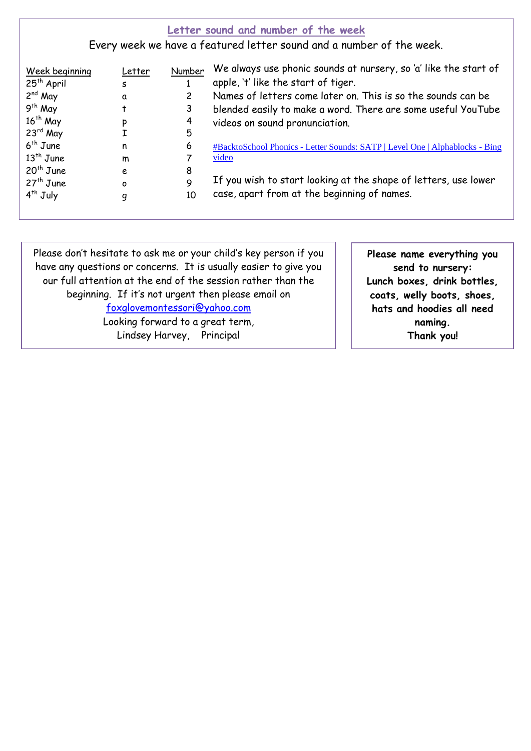## Letter sound and number of the week

Every week we have a featured letter sound and a number of the week.

| Week beginning | Letter | Number |
|---|---|---|
| 25th April | s | 1 |
| 2nd May | a | 2 |
| 9th May | t | 3 |
| 16th May | p | 4 |
| 23rd May | I | 5 |
| 6th June | n | 6 |
| 13th June | m | 7 |
| 20th June | e | 8 |
| 27th June | o | 9 |
| 4th July | g | 10 |

We always use phonic sounds at nursery, so 'a' like the start of apple, 't' like the start of tiger.
Names of letters come later on. This is so the sounds can be blended easily to make a word. There are some useful YouTube videos on sound pronunciation.

#BacktoSchool Phonics - Letter Sounds: SATP | Level One | Alphablocks - Bing video

If you wish to start looking at the shape of letters, use lower case, apart from at the beginning of names.

Please don't hesitate to ask me or your child's key person if you have any questions or concerns. It is usually easier to give you our full attention at the end of the session rather than the beginning. If it's not urgent then please email on foxglovemontessori@yahoo.com
Looking forward to a great term,
Lindsey Harvey, Principal

**Please name everything you send to nursery:**
**Lunch boxes, drink bottles, coats, welly boots, shoes, hats and hoodies all need naming.**
**Thank you!**